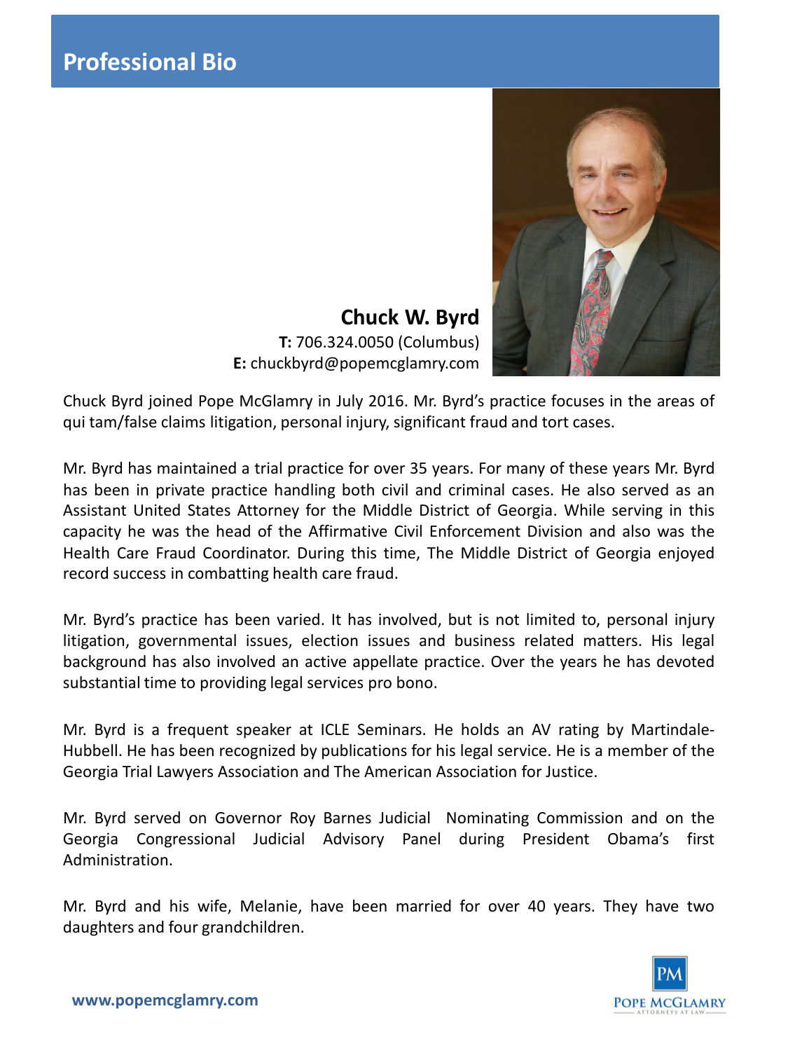# Professional Bio

**Chuck W. Byrd**
**T:** 706.324.0050 (Columbus)
**E:** chuckbyrd@popemcglamry.com

Chuck Byrd joined Pope McGlamry in July 2016. Mr. Byrd's practice focuses in the areas of qui tam/false claims litigation, personal injury, significant fraud and tort cases.

Mr. Byrd has maintained a trial practice for over 35 years. For many of these years Mr. Byrd has been in private practice handling both civil and criminal cases. He also served as an Assistant United States Attorney for the Middle District of Georgia. While serving in this capacity he was the head of the Affirmative Civil Enforcement Division and also was the Health Care Fraud Coordinator. During this time, The Middle District of Georgia enjoyed record success in combatting health care fraud.

Mr. Byrd's practice has been varied. It has involved, but is not limited to, personal injury litigation, governmental issues, election issues and business related matters. His legal background has also involved an active appellate practice. Over the years he has devoted substantial time to providing legal services pro bono.

Mr. Byrd is a frequent speaker at ICLE Seminars. He holds an AV rating by Martindale-Hubbell. He has been recognized by publications for his legal service. He is a member of the Georgia Trial Lawyers Association and The American Association for Justice.

Mr. Byrd served on Governor Roy Barnes Judicial Nominating Commission and on the Georgia Congressional Judicial Advisory Panel during President Obama's first Administration.

Mr. Byrd and his wife, Melanie, have been married for over 40 years. They have two daughters and four grandchildren.

www.popemcglamry.com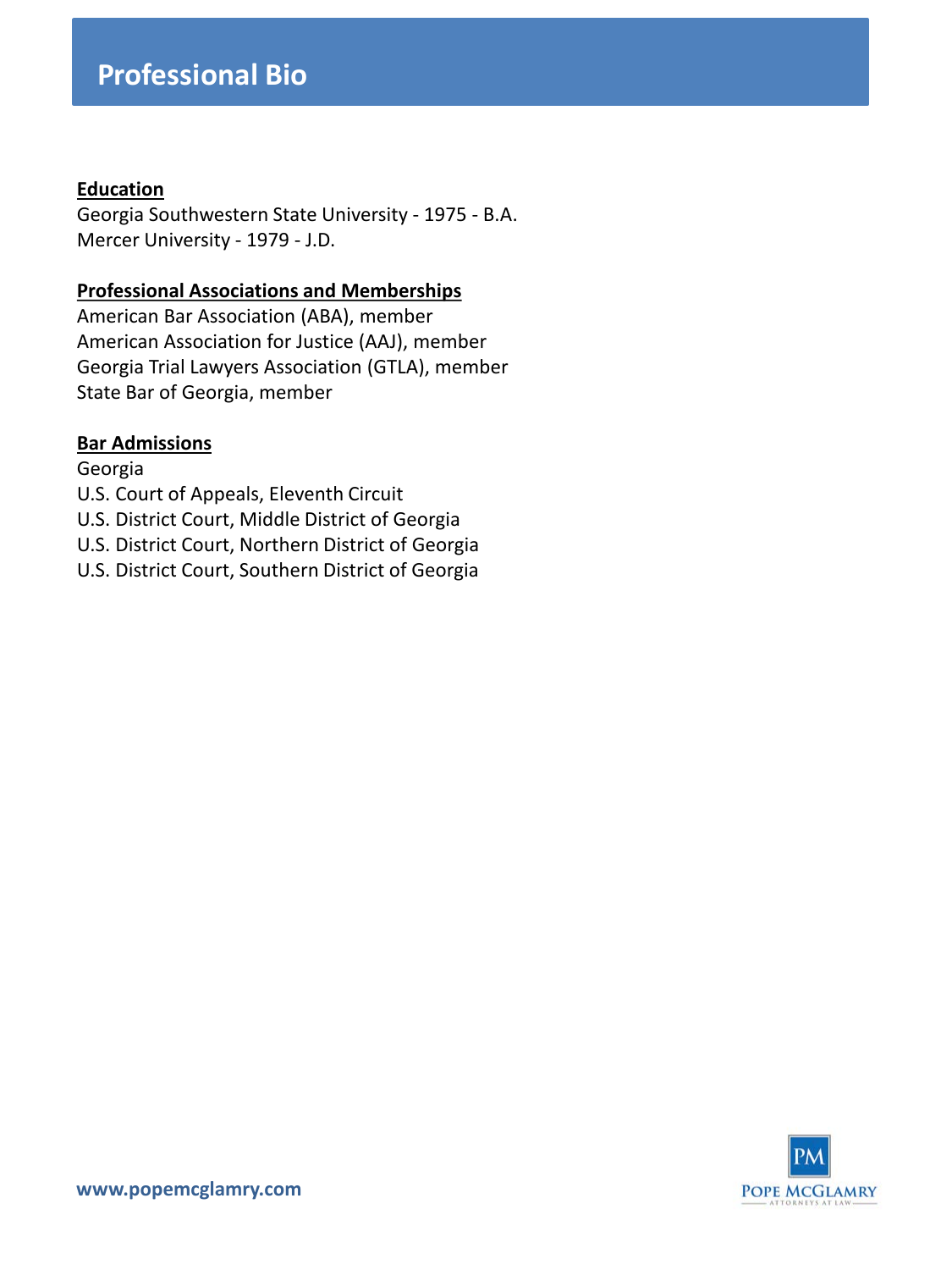# Professional Bio

**Education**

Georgia Southwestern State University - 1975 - B.A.
Mercer University - 1979 - J.D.

**Professional Associations and Memberships**

American Bar Association (ABA), member
American Association for Justice (AAJ), member
Georgia Trial Lawyers Association (GTLA), member
State Bar of Georgia, member

**Bar Admissions**

Georgia
U.S. Court of Appeals, Eleventh Circuit
U.S. District Court, Middle District of Georgia
U.S. District Court, Northern District of Georgia
U.S. District Court, Southern District of Georgia